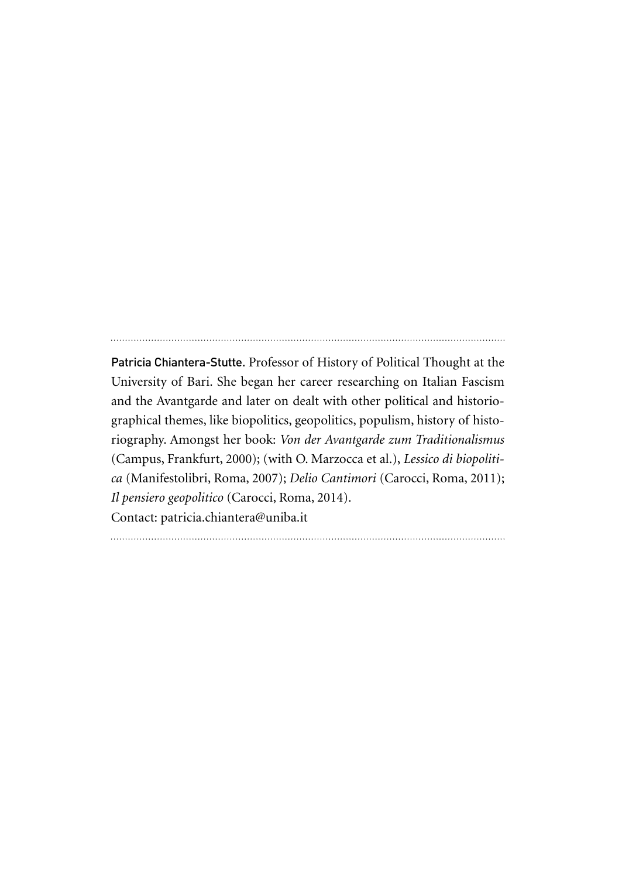---

**Patricia Chiantera-Stutte.** Professor of History of Political Thought at the University of Bari. She began her career researching on Italian Fascism and the Avantgarde and later on dealt with other political and historiographical themes, like biopolitics, geopolitics, populism, history of historiography. Amongst her book: *Von der Avantgarde zum Traditionalismus* (Campus, Frankfurt, 2000); (with O. Marzocca et al.), *Lessico di biopolitica* (Manifestolibri, Roma, 2007); *Delio Cantimori* (Carocci, Roma, 2011); *Il pensiero geopolitico* (Carocci, Roma, 2014).
Contact: patricia.chiantera@uniba.it

---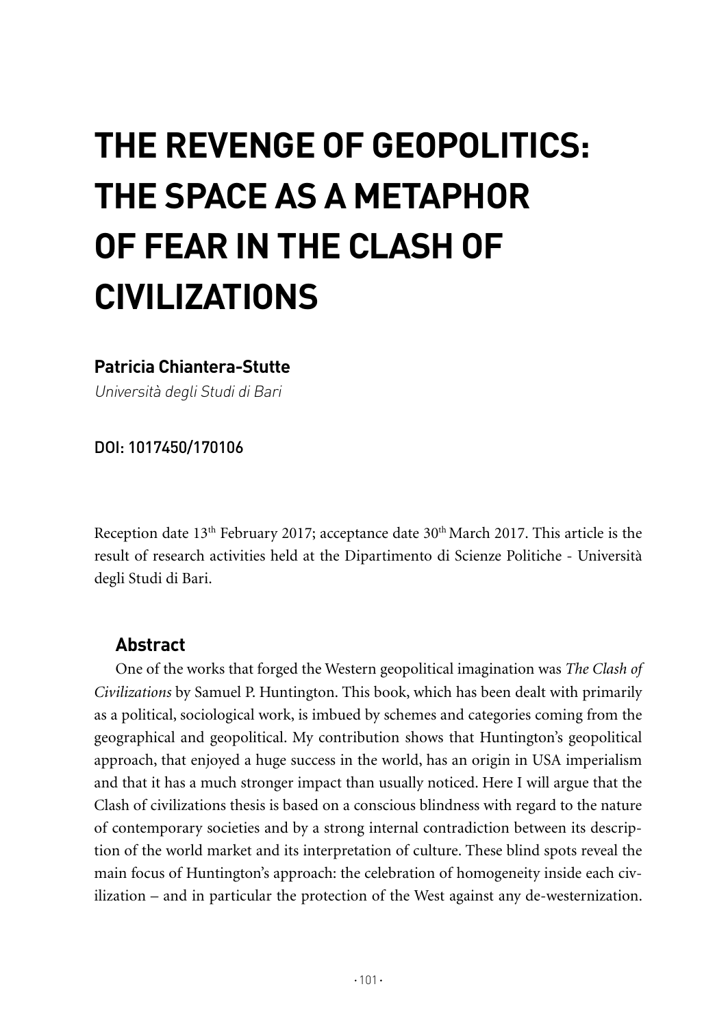# THE REVENGE OF GEOPOLITICS: THE SPACE AS A METAPHOR OF FEAR IN THE CLASH OF CIVILIZATIONS

**Patricia Chiantera-Stutte**

*Università degli Studi di Bari*

DOI: 1017450/170106

Reception date 13th February 2017; acceptance date 30th March 2017. This article is the result of research activities held at the Dipartimento di Scienze Politiche - Università degli Studi di Bari.

## Abstract

One of the works that forged the Western geopolitical imagination was *The Clash of Civilizations* by Samuel P. Huntington. This book, which has been dealt with primarily as a political, sociological work, is imbued by schemes and categories coming from the geographical and geopolitical. My contribution shows that Huntington's geopolitical approach, that enjoyed a huge success in the world, has an origin in USA imperialism and that it has a much stronger impact than usually noticed. Here I will argue that the Clash of civilizations thesis is based on a conscious blindness with regard to the nature of contemporary societies and by a strong internal contradiction between its description of the world market and its interpretation of culture. These blind spots reveal the main focus of Huntington's approach: the celebration of homogeneity inside each civilization – and in particular the protection of the West against any de-westernization.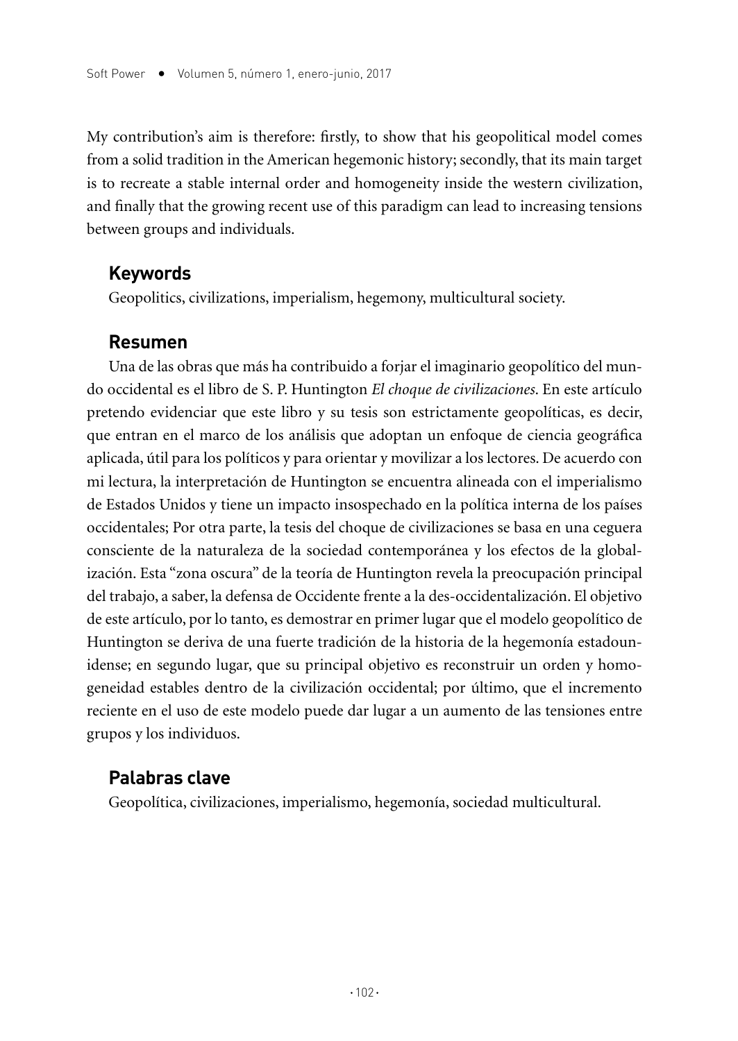My contribution's aim is therefore: firstly, to show that his geopolitical model comes from a solid tradition in the American hegemonic history; secondly, that its main target is to recreate a stable internal order and homogeneity inside the western civilization, and finally that the growing recent use of this paradigm can lead to increasing tensions between groups and individuals.

## Keywords

Geopolitics, civilizations, imperialism, hegemony, multicultural society.

## Resumen

Una de las obras que más ha contribuido a forjar el imaginario geopolítico del mundo occidental es el libro de S. P. Huntington *El choque de civilizaciones*. En este artículo pretendo evidenciar que este libro y su tesis son estrictamente geopolíticas, es decir, que entran en el marco de los análisis que adoptan un enfoque de ciencia geográfica aplicada, útil para los políticos y para orientar y movilizar a los lectores. De acuerdo con mi lectura, la interpretación de Huntington se encuentra alineada con el imperialismo de Estados Unidos y tiene un impacto insospechado en la política interna de los países occidentales; Por otra parte, la tesis del choque de civilizaciones se basa en una ceguera consciente de la naturaleza de la sociedad contemporánea y los efectos de la globalización. Esta "zona oscura" de la teoría de Huntington revela la preocupación principal del trabajo, a saber, la defensa de Occidente frente a la des-occidentalización. El objetivo de este artículo, por lo tanto, es demostrar en primer lugar que el modelo geopolítico de Huntington se deriva de una fuerte tradición de la historia de la hegemonía estadounidense; en segundo lugar, que su principal objetivo es reconstruir un orden y homogeneidad estables dentro de la civilización occidental; por último, que el incremento reciente en el uso de este modelo puede dar lugar a un aumento de las tensiones entre grupos y los individuos.

## Palabras clave

Geopolítica, civilizaciones, imperialismo, hegemonía, sociedad multicultural.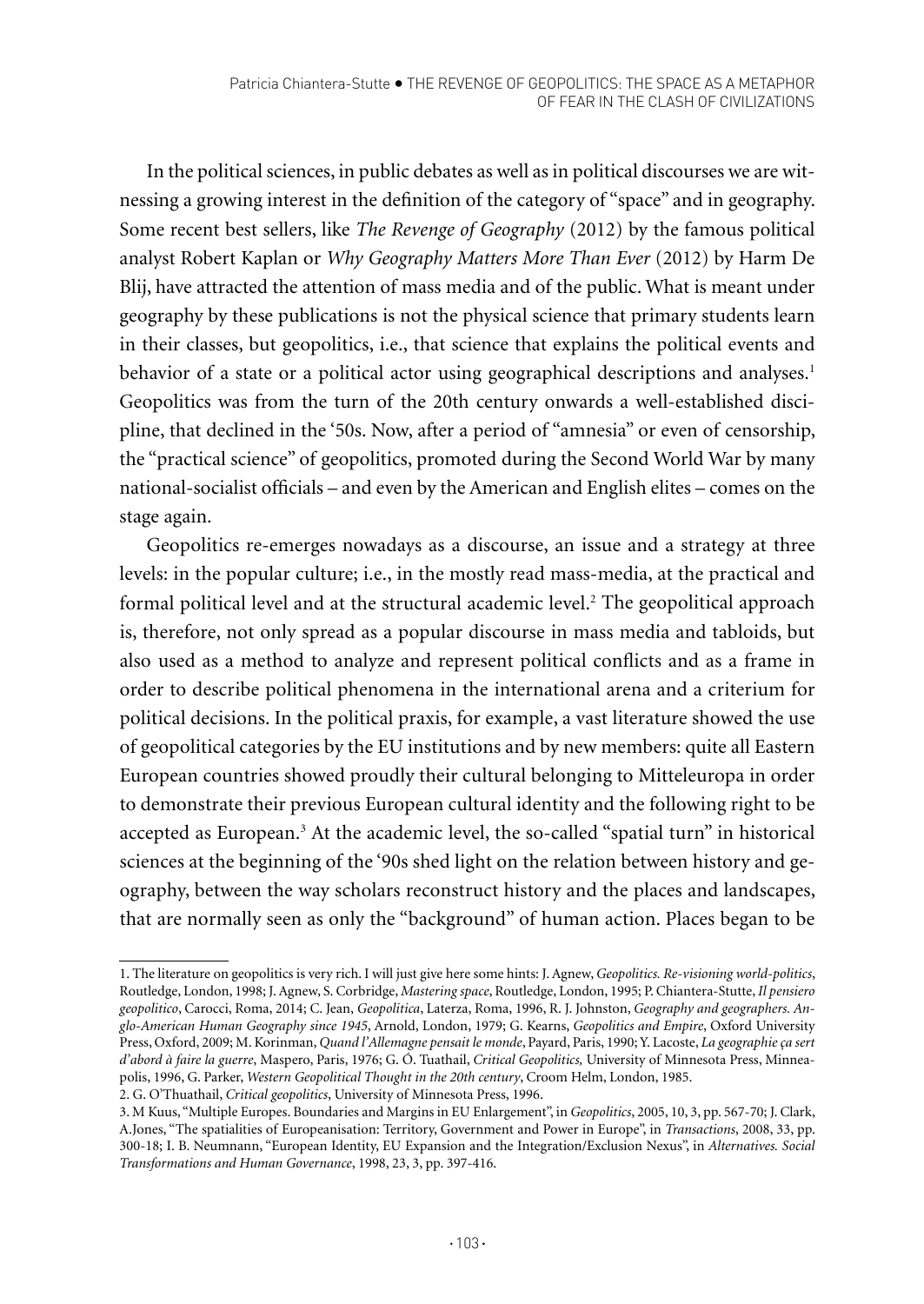In the political sciences, in public debates as well as in political discourses we are witnessing a growing interest in the definition of the category of "space" and in geography. Some recent best sellers, like *The Revenge of Geography* (2012) by the famous political analyst Robert Kaplan or *Why Geography Matters More Than Ever* (2012) by Harm De Blij, have attracted the attention of mass media and of the public. What is meant under geography by these publications is not the physical science that primary students learn in their classes, but geopolitics, i.e., that science that explains the political events and behavior of a state or a political actor using geographical descriptions and analyses.[1] Geopolitics was from the turn of the 20th century onwards a well-established discipline, that declined in the '50s. Now, after a period of "amnesia" or even of censorship, the "practical science" of geopolitics, promoted during the Second World War by many national-socialist officials – and even by the American and English elites – comes on the stage again.

Geopolitics re-emerges nowadays as a discourse, an issue and a strategy at three levels: in the popular culture; i.e., in the mostly read mass-media, at the practical and formal political level and at the structural academic level.[2] The geopolitical approach is, therefore, not only spread as a popular discourse in mass media and tabloids, but also used as a method to analyze and represent political conflicts and as a frame in order to describe political phenomena in the international arena and a criterium for political decisions. In the political praxis, for example, a vast literature showed the use of geopolitical categories by the EU institutions and by new members: quite all Eastern European countries showed proudly their cultural belonging to Mitteleuropa in order to demonstrate their previous European cultural identity and the following right to be accepted as European.[3] At the academic level, the so-called "spatial turn" in historical sciences at the beginning of the '90s shed light on the relation between history and geography, between the way scholars reconstruct history and the places and landscapes, that are normally seen as only the "background" of human action. Places began to be

---

1. The literature on geopolitics is very rich. I will just give here some hints: J. Agnew, *Geopolitics. Re-visioning world-politics*, Routledge, London, 1998; J. Agnew, S. Corbridge, *Mastering space*, Routledge, London, 1995; P. Chiantera-Stutte, *Il pensiero geopolitico*, Carocci, Roma, 2014; C. Jean, *Geopolitica*, Laterza, Roma, 1996, R. J. Johnston, *Geography and geographers. Anglo-American Human Geography since 1945*, Arnold, London, 1979; G. Kearns, *Geopolitics and Empire*, Oxford University Press, Oxford, 2009; M. Korinman, *Quand l'Allemagne pensait le monde*, Payard, Paris, 1990; Y. Lacoste, *La geographie ça sert d'abord à faire la guerre*, Maspero, Paris, 1976; G. Ó. Tuathail, *Critical Geopolitics,* University of Minnesota Press, Minneapolis, 1996, G. Parker, *Western Geopolitical Thought in the 20th century*, Croom Helm, London, 1985.

2. G. O'Thuathail, *Critical geopolitics*, University of Minnesota Press, 1996.

3. M Kuus, "Multiple Europes. Boundaries and Margins in EU Enlargement", in *Geopolitics*, 2005, 10, 3, pp. 567-70; J. Clark, A.Jones, "The spatialities of Europeanisation: Territory, Government and Power in Europe", in *Transactions*, 2008, 33, pp. 300-18; I. B. Neumnann, "European Identity, EU Expansion and the Integration/Exclusion Nexus", in *Alternatives. Social Transformations and Human Governance*, 1998, 23, 3, pp. 397-416.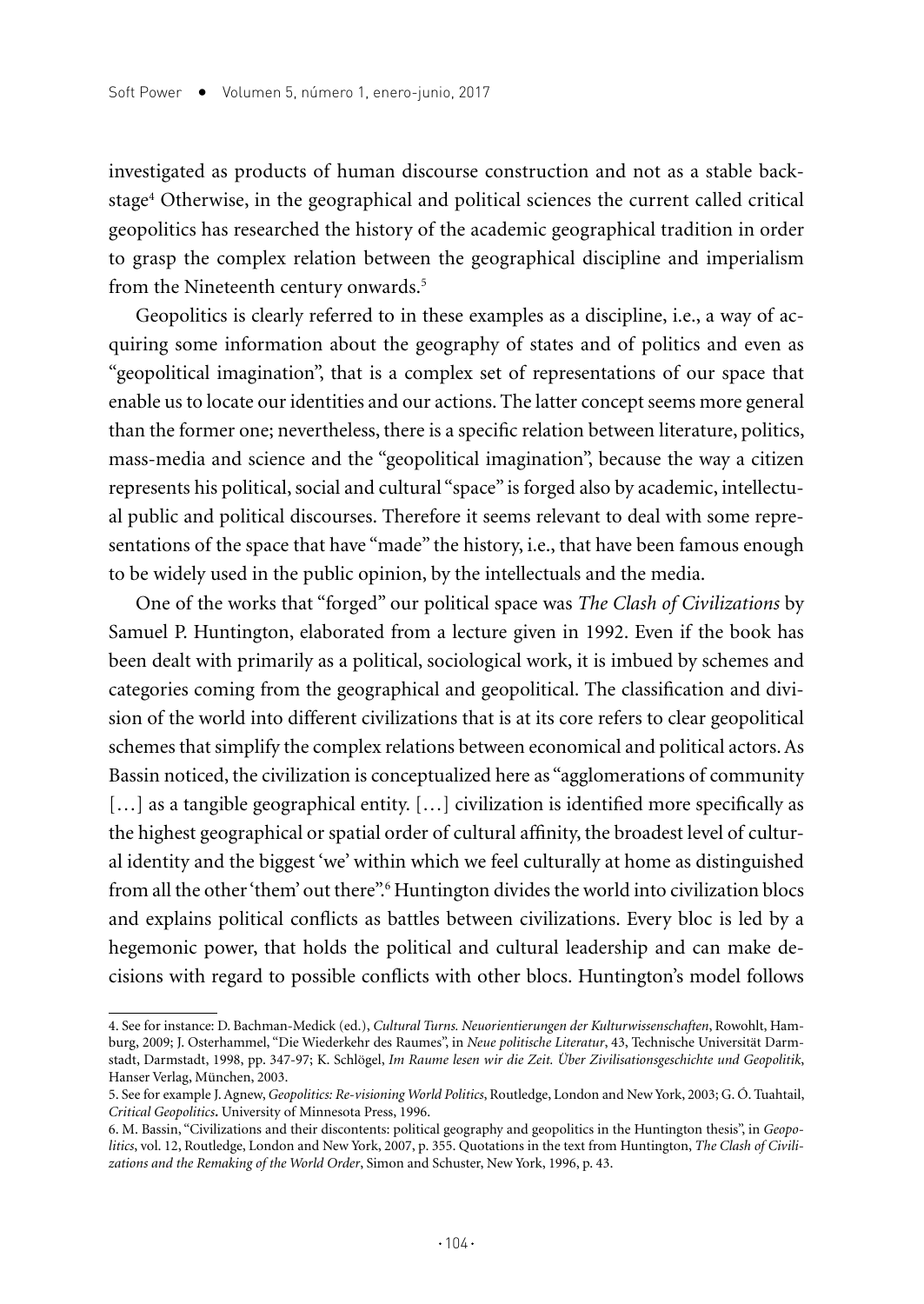investigated as products of human discourse construction and not as a stable backstage[4] Otherwise, in the geographical and political sciences the current called critical geopolitics has researched the history of the academic geographical tradition in order to grasp the complex relation between the geographical discipline and imperialism from the Nineteenth century onwards.[5]

Geopolitics is clearly referred to in these examples as a discipline, i.e., a way of acquiring some information about the geography of states and of politics and even as "geopolitical imagination", that is a complex set of representations of our space that enable us to locate our identities and our actions. The latter concept seems more general than the former one; nevertheless, there is a specific relation between literature, politics, mass-media and science and the "geopolitical imagination", because the way a citizen represents his political, social and cultural "space" is forged also by academic, intellectual public and political discourses. Therefore it seems relevant to deal with some representations of the space that have "made" the history, i.e., that have been famous enough to be widely used in the public opinion, by the intellectuals and the media.

One of the works that "forged" our political space was *The Clash of Civilizations* by Samuel P. Huntington, elaborated from a lecture given in 1992. Even if the book has been dealt with primarily as a political, sociological work, it is imbued by schemes and categories coming from the geographical and geopolitical. The classification and division of the world into different civilizations that is at its core refers to clear geopolitical schemes that simplify the complex relations between economical and political actors. As Bassin noticed, the civilization is conceptualized here as "agglomerations of community […] as a tangible geographical entity. […] civilization is identified more specifically as the highest geographical or spatial order of cultural affinity, the broadest level of cultural identity and the biggest 'we' within which we feel culturally at home as distinguished from all the other 'them' out there".[6] Huntington divides the world into civilization blocs and explains political conflicts as battles between civilizations. Every bloc is led by a hegemonic power, that holds the political and cultural leadership and can make decisions with regard to possible conflicts with other blocs. Huntington's model follows

---

4. See for instance: D. Bachman-Medick (ed.), *Cultural Turns. Neuorientierungen der Kulturwissenschaften*, Rowohlt, Hamburg, 2009; J. Osterhammel, "Die Wiederkehr des Raumes", in *Neue politische Literatur*, 43, Technische Universität Darmstadt, Darmstadt, 1998, pp. 347-97; K. Schlögel, *Im Raume lesen wir die Zeit. Über Zivilisationsgeschichte und Geopolitik*, Hanser Verlag, München, 2003.

5. See for example J. Agnew, *Geopolitics: Re-visioning World Politics*, Routledge, London and New York, 2003; G. Ó. Tuahtail, *Critical Geopolitics*. University of Minnesota Press, 1996.

6. M. Bassin, "Civilizations and their discontents: political geography and geopolitics in the Huntington thesis", in *Geopolitics*, vol. 12, Routledge, London and New York, 2007, p. 355. Quotations in the text from Huntington, *The Clash of Civilizations and the Remaking of the World Order*, Simon and Schuster, New York, 1996, p. 43.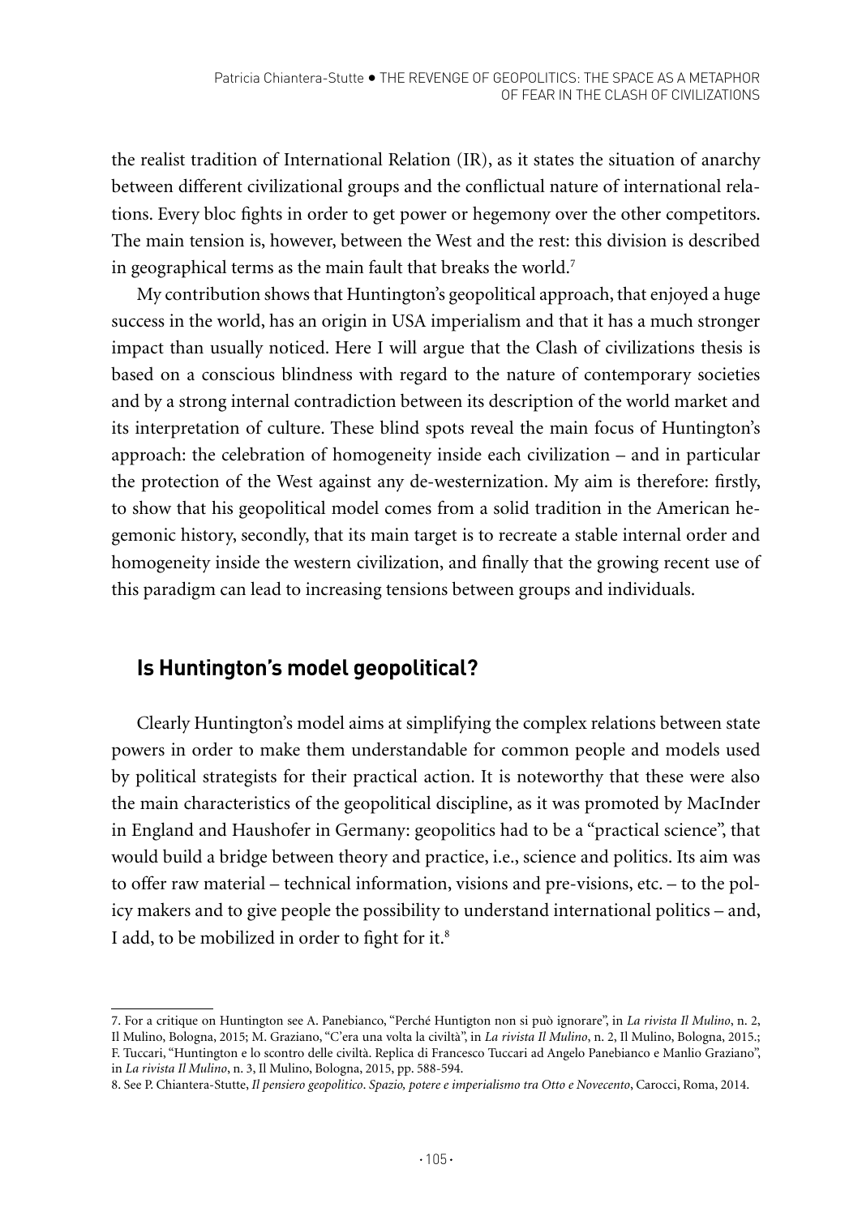the realist tradition of International Relation (IR), as it states the situation of anarchy between different civilizational groups and the conflictual nature of international relations. Every bloc fights in order to get power or hegemony over the other competitors. The main tension is, however, between the West and the rest: this division is described in geographical terms as the main fault that breaks the world.[7]

My contribution shows that Huntington's geopolitical approach, that enjoyed a huge success in the world, has an origin in USA imperialism and that it has a much stronger impact than usually noticed. Here I will argue that the Clash of civilizations thesis is based on a conscious blindness with regard to the nature of contemporary societies and by a strong internal contradiction between its description of the world market and its interpretation of culture. These blind spots reveal the main focus of Huntington's approach: the celebration of homogeneity inside each civilization – and in particular the protection of the West against any de-westernization. My aim is therefore: firstly, to show that his geopolitical model comes from a solid tradition in the American hegemonic history, secondly, that its main target is to recreate a stable internal order and homogeneity inside the western civilization, and finally that the growing recent use of this paradigm can lead to increasing tensions between groups and individuals.

## Is Huntington's model geopolitical?

Clearly Huntington's model aims at simplifying the complex relations between state powers in order to make them understandable for common people and models used by political strategists for their practical action. It is noteworthy that these were also the main characteristics of the geopolitical discipline, as it was promoted by MacInder in England and Haushofer in Germany: geopolitics had to be a "practical science", that would build a bridge between theory and practice, i.e., science and politics. Its aim was to offer raw material – technical information, visions and pre-visions, etc. – to the policy makers and to give people the possibility to understand international politics – and, I add, to be mobilized in order to fight for it.[8]

7. For a critique on Huntington see A. Panebianco, "Perché Huntigton non si può ignorare", in *La rivista Il Mulino*, n. 2, Il Mulino, Bologna, 2015; M. Graziano, "C'era una volta la civiltà", in *La rivista Il Mulino*, n. 2, Il Mulino, Bologna, 2015.; F. Tuccari, "Huntington e lo scontro delle civiltà. Replica di Francesco Tuccari ad Angelo Panebianco e Manlio Graziano", in *La rivista Il Mulino*, n. 3, Il Mulino, Bologna, 2015, pp. 588-594.

8. See P. Chiantera-Stutte, *Il pensiero geopolitico. Spazio, potere e imperialismo tra Otto e Novecento*, Carocci, Roma, 2014.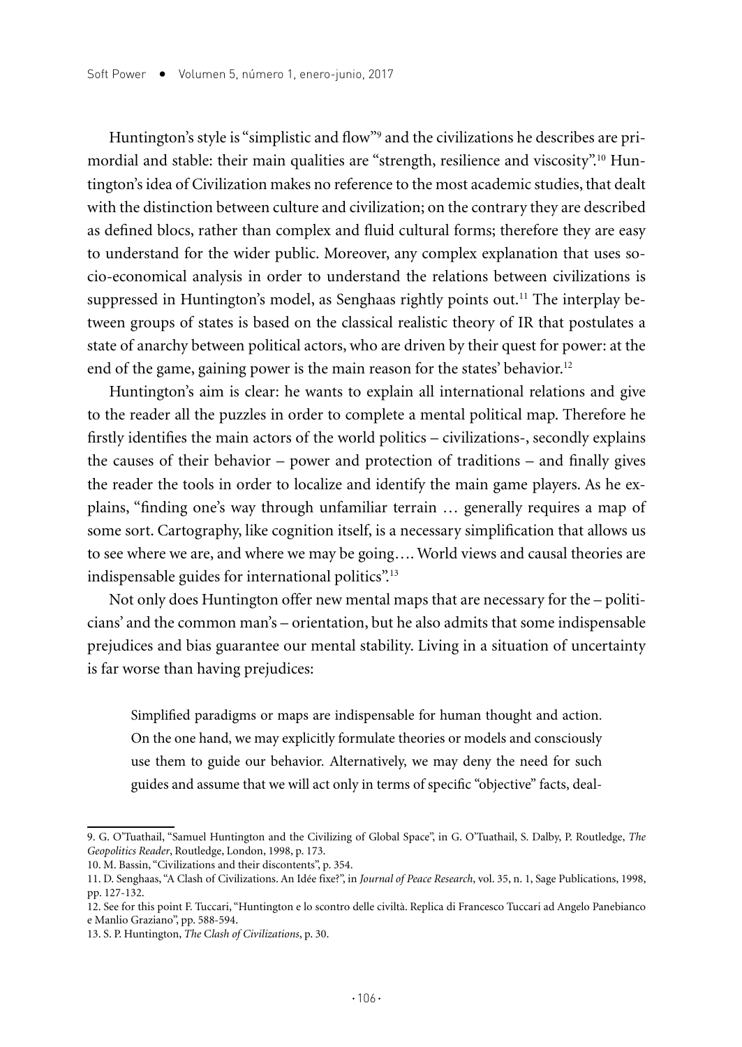Huntington's style is "simplistic and flow"[9] and the civilizations he describes are primordial and stable: their main qualities are "strength, resilience and viscosity".[10] Huntington's idea of Civilization makes no reference to the most academic studies, that dealt with the distinction between culture and civilization; on the contrary they are described as defined blocs, rather than complex and fluid cultural forms; therefore they are easy to understand for the wider public. Moreover, any complex explanation that uses socio-economical analysis in order to understand the relations between civilizations is suppressed in Huntington's model, as Senghaas rightly points out.[11] The interplay between groups of states is based on the classical realistic theory of IR that postulates a state of anarchy between political actors, who are driven by their quest for power: at the end of the game, gaining power is the main reason for the states' behavior.[12]

Huntington's aim is clear: he wants to explain all international relations and give to the reader all the puzzles in order to complete a mental political map. Therefore he firstly identifies the main actors of the world politics – civilizations-, secondly explains the causes of their behavior – power and protection of traditions – and finally gives the reader the tools in order to localize and identify the main game players. As he explains, "finding one's way through unfamiliar terrain … generally requires a map of some sort. Cartography, like cognition itself, is a necessary simplification that allows us to see where we are, and where we may be going…. World views and causal theories are indispensable guides for international politics".[13]

Not only does Huntington offer new mental maps that are necessary for the – politicians' and the common man's – orientation, but he also admits that some indispensable prejudices and bias guarantee our mental stability. Living in a situation of uncertainty is far worse than having prejudices:

> Simplified paradigms or maps are indispensable for human thought and action. On the one hand, we may explicitly formulate theories or models and consciously use them to guide our behavior. Alternatively, we may deny the need for such guides and assume that we will act only in terms of specific "objective" facts, deal-

---

9. G. O'Tuathail, "Samuel Huntington and the Civilizing of Global Space", in G. O'Tuathail, S. Dalby, P. Routledge, *The Geopolitics Reader*, Routledge, London, 1998, p. 173.

10. M. Bassin, "Civilizations and their discontents", p. 354.

11. D. Senghaas, "A Clash of Civilizations. An Idée fixe?", in *Journal of Peace Research*, vol. 35, n. 1, Sage Publications, 1998, pp. 127-132.

12. See for this point F. Tuccari, "Huntington e lo scontro delle civiltà. Replica di Francesco Tuccari ad Angelo Panebianco e Manlio Graziano", pp. 588-594.

13. S. P. Huntington, *The Clash of Civilizations*, p. 30.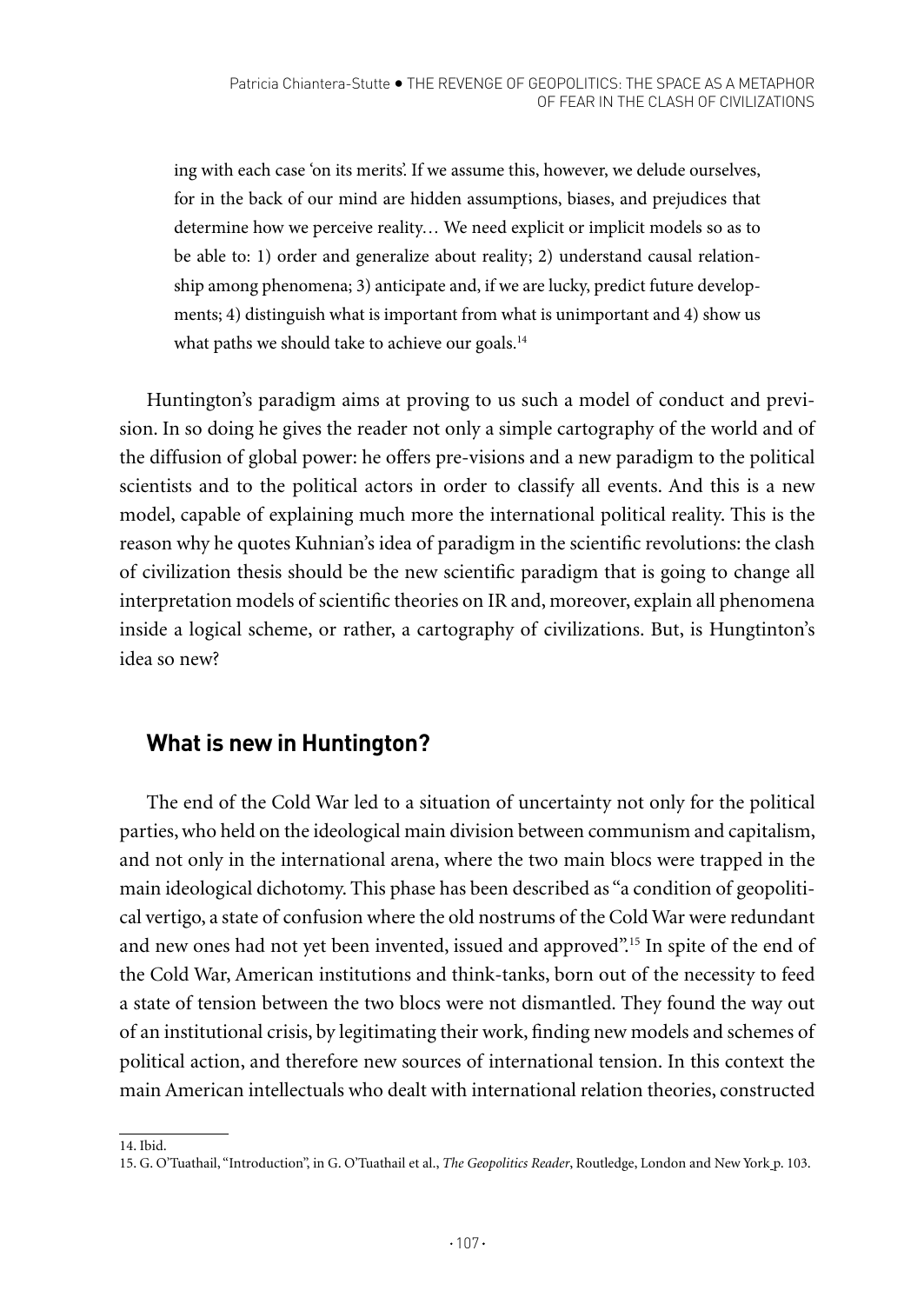> ing with each case 'on its merits'. If we assume this, however, we delude ourselves, for in the back of our mind are hidden assumptions, biases, and prejudices that determine how we perceive reality… We need explicit or implicit models so as to be able to: 1) order and generalize about reality; 2) understand causal relationship among phenomena; 3) anticipate and, if we are lucky, predict future developments; 4) distinguish what is important from what is unimportant and 4) show us what paths we should take to achieve our goals.[14]

Huntington's paradigm aims at proving to us such a model of conduct and prevision. In so doing he gives the reader not only a simple cartography of the world and of the diffusion of global power: he offers pre-visions and a new paradigm to the political scientists and to the political actors in order to classify all events. And this is a new model, capable of explaining much more the international political reality. This is the reason why he quotes Kuhnian's idea of paradigm in the scientific revolutions: the clash of civilization thesis should be the new scientific paradigm that is going to change all interpretation models of scientific theories on IR and, moreover, explain all phenomena inside a logical scheme, or rather, a cartography of civilizations. But, is Hungtinton's idea so new?

## What is new in Huntington?

The end of the Cold War led to a situation of uncertainty not only for the political parties, who held on the ideological main division between communism and capitalism, and not only in the international arena, where the two main blocs were trapped in the main ideological dichotomy. This phase has been described as "a condition of geopolitical vertigo, a state of confusion where the old nostrums of the Cold War were redundant and new ones had not yet been invented, issued and approved".[15] In spite of the end of the Cold War, American institutions and think-tanks, born out of the necessity to feed a state of tension between the two blocs were not dismantled. They found the way out of an institutional crisis, by legitimating their work, finding new models and schemes of political action, and therefore new sources of international tension. In this context the main American intellectuals who dealt with international relation theories, constructed

14. Ibid.

15. G. O'Tuathail, "Introduction", in G. O'Tuathail et al., *The Geopolitics Reader*, Routledge, London and New York p. 103.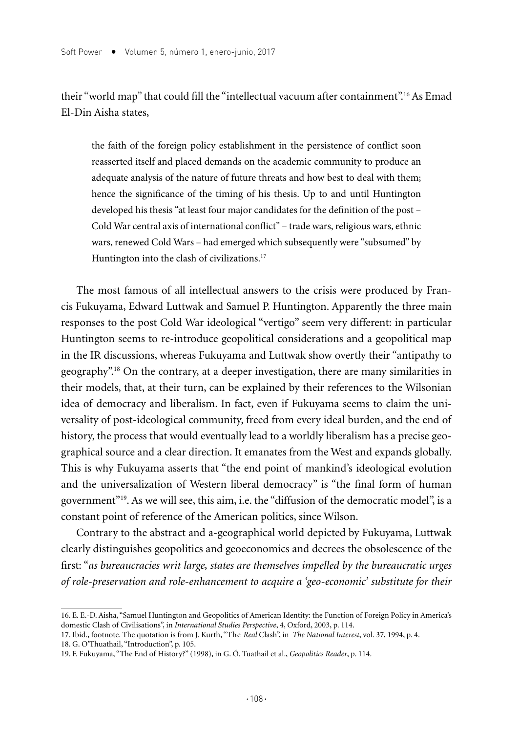their "world map" that could fill the "intellectual vacuum after containment".[16] As Emad El-Din Aisha states,

> the faith of the foreign policy establishment in the persistence of conflict soon reasserted itself and placed demands on the academic community to produce an adequate analysis of the nature of future threats and how best to deal with them; hence the significance of the timing of his thesis. Up to and until Huntington developed his thesis "at least four major candidates for the definition of the post – Cold War central axis of international conflict" – trade wars, religious wars, ethnic wars, renewed Cold Wars – had emerged which subsequently were "subsumed" by Huntington into the clash of civilizations.[17]

The most famous of all intellectual answers to the crisis were produced by Francis Fukuyama, Edward Luttwak and Samuel P. Huntington. Apparently the three main responses to the post Cold War ideological "vertigo" seem very different: in particular Huntington seems to re-introduce geopolitical considerations and a geopolitical map in the IR discussions, whereas Fukuyama and Luttwak show overtly their "antipathy to geography".[18] On the contrary, at a deeper investigation, there are many similarities in their models, that, at their turn, can be explained by their references to the Wilsonian idea of democracy and liberalism. In fact, even if Fukuyama seems to claim the universality of post-ideological community, freed from every ideal burden, and the end of history, the process that would eventually lead to a worldly liberalism has a precise geographical source and a clear direction. It emanates from the West and expands globally. This is why Fukuyama asserts that "the end point of mankind's ideological evolution and the universalization of Western liberal democracy" is "the final form of human government"[19]. As we will see, this aim, i.e. the "diffusion of the democratic model", is a constant point of reference of the American politics, since Wilson.

Contrary to the abstract and a-geographical world depicted by Fukuyama, Luttwak clearly distinguishes geopolitics and geoeconomics and decrees the obsolescence of the first: "*as bureaucracies writ large, states are themselves impelled by the bureaucratic urges of role-preservation and role-enhancement to acquire a 'geo-economic' substitute for their*

---

16. E. E.-D. Aisha, "Samuel Huntington and Geopolitics of American Identity: the Function of Foreign Policy in America's domestic Clash of Civilisations", in *International Studies Perspective*, 4, Oxford, 2003, p. 114.

17. Ibid., footnote. The quotation is from J. Kurth, "The *Real* Clash", in *The National Interest*, vol. 37, 1994, p. 4.

18. G. O'Thuathail, "Introduction", p. 105.

19. F. Fukuyama, "The End of History?" (1998), in G. Ó. Tuathail et al., *Geopolitics Reader*, p. 114.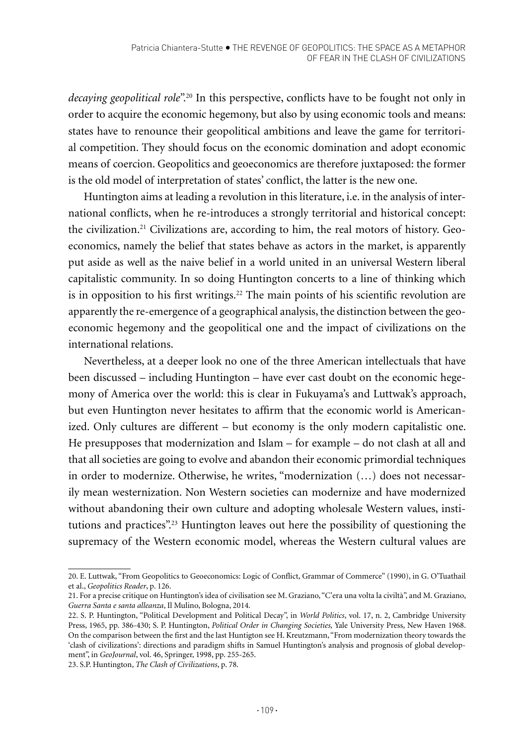*decaying geopolitical role*".[20] In this perspective, conflicts have to be fought not only in order to acquire the economic hegemony, but also by using economic tools and means: states have to renounce their geopolitical ambitions and leave the game for territorial competition. They should focus on the economic domination and adopt economic means of coercion. Geopolitics and geoeconomics are therefore juxtaposed: the former is the old model of interpretation of states' conflict, the latter is the new one.

Huntington aims at leading a revolution in this literature, i.e. in the analysis of international conflicts, when he re-introduces a strongly territorial and historical concept: the civilization.[21] Civilizations are, according to him, the real motors of history. Geoeconomics, namely the belief that states behave as actors in the market, is apparently put aside as well as the naive belief in a world united in an universal Western liberal capitalistic community. In so doing Huntington concerts to a line of thinking which is in opposition to his first writings.[22] The main points of his scientific revolution are apparently the re-emergence of a geographical analysis, the distinction between the geoeconomic hegemony and the geopolitical one and the impact of civilizations on the international relations.

Nevertheless, at a deeper look no one of the three American intellectuals that have been discussed – including Huntington – have ever cast doubt on the economic hegemony of America over the world: this is clear in Fukuyama's and Luttwak's approach, but even Huntington never hesitates to affirm that the economic world is Americanized. Only cultures are different – but economy is the only modern capitalistic one. He presupposes that modernization and Islam – for example – do not clash at all and that all societies are going to evolve and abandon their economic primordial techniques in order to modernize. Otherwise, he writes, "modernization (…) does not necessarily mean westernization. Non Western societies can modernize and have modernized without abandoning their own culture and adopting wholesale Western values, institutions and practices".[23] Huntington leaves out here the possibility of questioning the supremacy of the Western economic model, whereas the Western cultural values are

---

20. E. Luttwak, "From Geopolitics to Geoeconomics: Logic of Conflict, Grammar of Commerce" (1990), in G. O'Tuathail et al., *Geopolitics Reader*, p. 126.

21. For a precise critique on Huntington's idea of civilisation see M. Graziano, "C'era una volta la civiltà", and M. Graziano, *Guerra Santa e santa alleanza*, Il Mulino, Bologna, 2014.

22. S. P. Huntington, "Political Development and Political Decay", in *World Politics*, vol. 17, n. 2, Cambridge University Press, 1965, pp. 386-430; S. P. Huntington, *Political Order in Changing Societies*, Yale University Press, New Haven 1968. On the comparison between the first and the last Huntigton see H. Kreutzmann, "From modernization theory towards the 'clash of civilizations': directions and paradigm shifts in Samuel Huntington's analysis and prognosis of global development", in *GeoJournal*, vol. 46, Springer, 1998, pp. 255-265.

23. S.P. Huntington, *The Clash of Civilizations*, p. 78.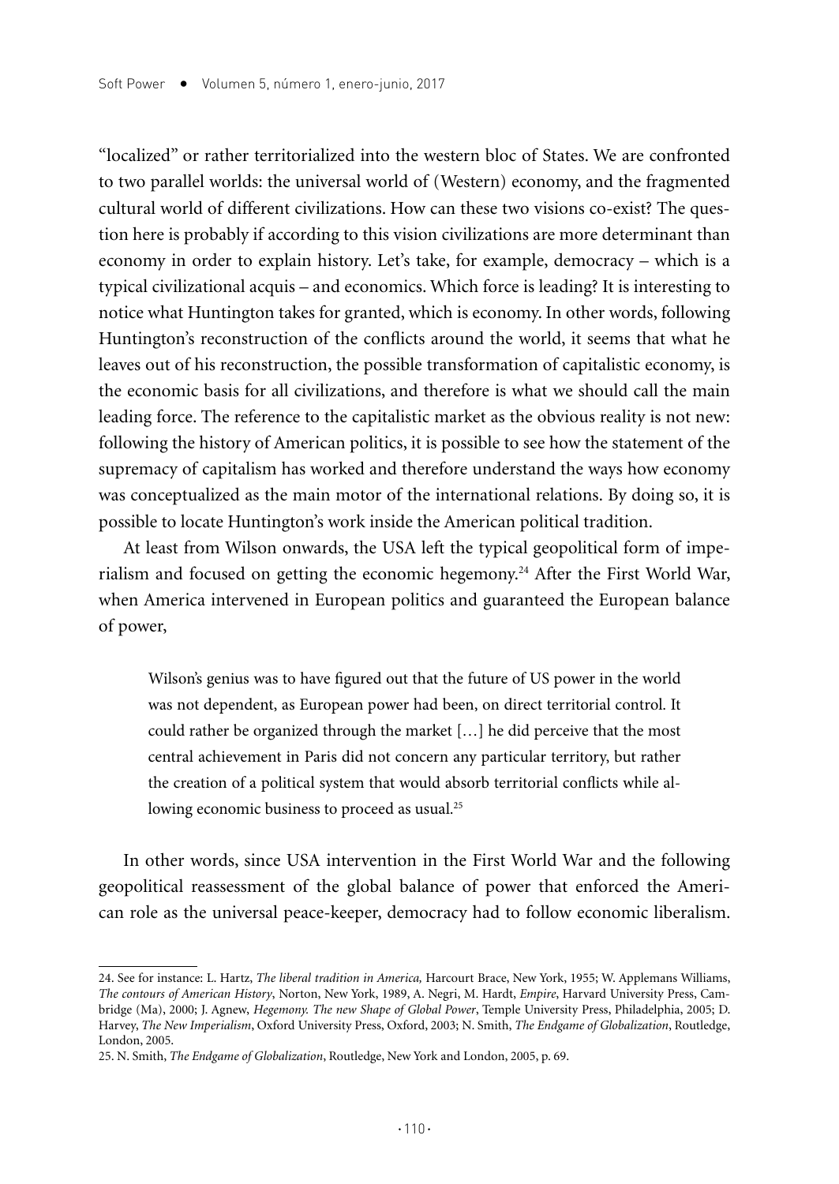"localized" or rather territorialized into the western bloc of States. We are confronted to two parallel worlds: the universal world of (Western) economy, and the fragmented cultural world of different civilizations. How can these two visions co-exist? The question here is probably if according to this vision civilizations are more determinant than economy in order to explain history. Let's take, for example, democracy – which is a typical civilizational acquis – and economics. Which force is leading? It is interesting to notice what Huntington takes for granted, which is economy. In other words, following Huntington's reconstruction of the conflicts around the world, it seems that what he leaves out of his reconstruction, the possible transformation of capitalistic economy, is the economic basis for all civilizations, and therefore is what we should call the main leading force. The reference to the capitalistic market as the obvious reality is not new: following the history of American politics, it is possible to see how the statement of the supremacy of capitalism has worked and therefore understand the ways how economy was conceptualized as the main motor of the international relations. By doing so, it is possible to locate Huntington's work inside the American political tradition.

At least from Wilson onwards, the USA left the typical geopolitical form of imperialism and focused on getting the economic hegemony.[24] After the First World War, when America intervened in European politics and guaranteed the European balance of power,

> Wilson's genius was to have figured out that the future of US power in the world was not dependent, as European power had been, on direct territorial control. It could rather be organized through the market […] he did perceive that the most central achievement in Paris did not concern any particular territory, but rather the creation of a political system that would absorb territorial conflicts while allowing economic business to proceed as usual.[25]

In other words, since USA intervention in the First World War and the following geopolitical reassessment of the global balance of power that enforced the American role as the universal peace-keeper, democracy had to follow economic liberalism.

---

24. See for instance: L. Hartz, *The liberal tradition in America,* Harcourt Brace, New York, 1955; W. Applemans Williams, *The contours of American History*, Norton, New York, 1989, A. Negri, M. Hardt, *Empire*, Harvard University Press, Cambridge (Ma), 2000; J. Agnew, *Hegemony. The new Shape of Global Power*, Temple University Press, Philadelphia, 2005; D. Harvey, *The New Imperialism*, Oxford University Press, Oxford, 2003; N. Smith, *The Endgame of Globalization*, Routledge, London, 2005.

25. N. Smith, *The Endgame of Globalization*, Routledge, New York and London, 2005, p. 69.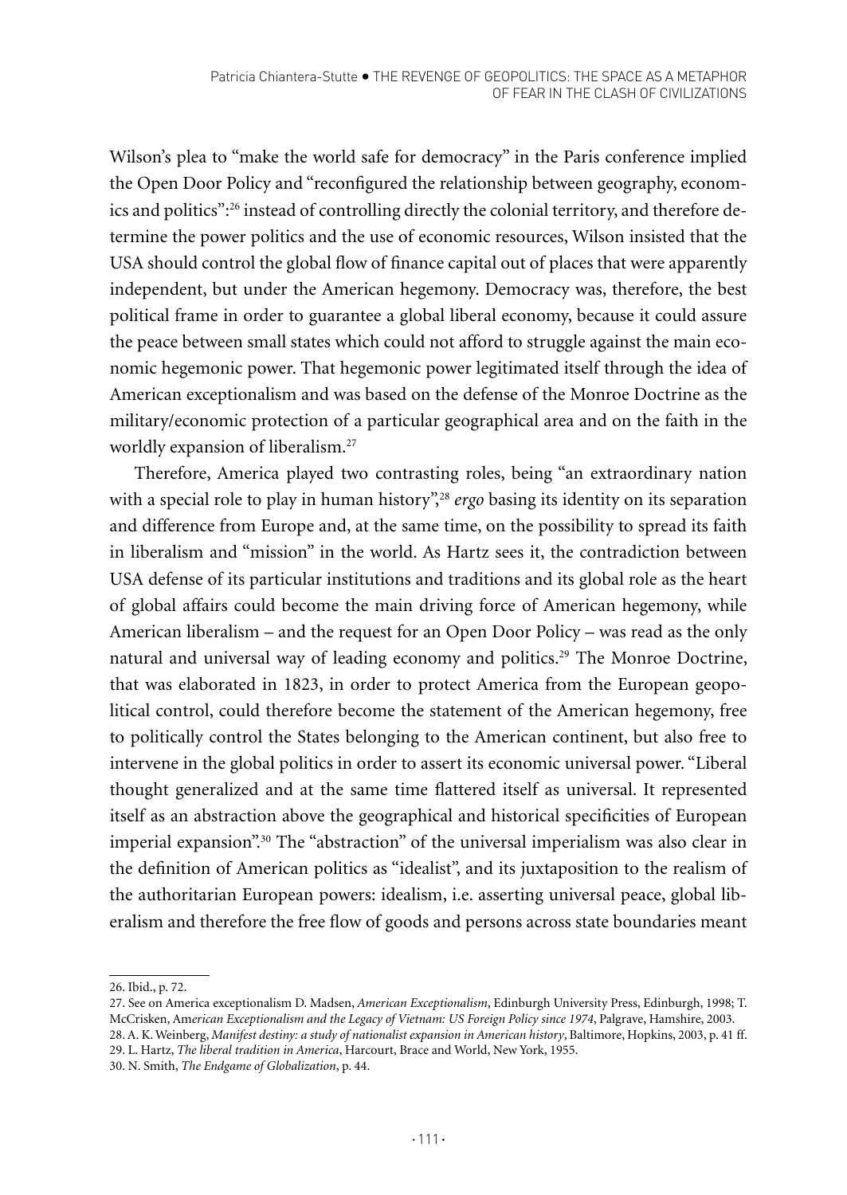Wilson's plea to "make the world safe for democracy" in the Paris conference implied the Open Door Policy and "reconfigured the relationship between geography, economics and politics":[26] instead of controlling directly the colonial territory, and therefore determine the power politics and the use of economic resources, Wilson insisted that the USA should control the global flow of finance capital out of places that were apparently independent, but under the American hegemony. Democracy was, therefore, the best political frame in order to guarantee a global liberal economy, because it could assure the peace between small states which could not afford to struggle against the main economic hegemonic power. That hegemonic power legitimated itself through the idea of American exceptionalism and was based on the defense of the Monroe Doctrine as the military/economic protection of a particular geographical area and on the faith in the worldly expansion of liberalism.[27]

Therefore, America played two contrasting roles, being "an extraordinary nation with a special role to play in human history",[28] *ergo* basing its identity on its separation and difference from Europe and, at the same time, on the possibility to spread its faith in liberalism and "mission" in the world. As Hartz sees it, the contradiction between USA defense of its particular institutions and traditions and its global role as the heart of global affairs could become the main driving force of American hegemony, while American liberalism – and the request for an Open Door Policy – was read as the only natural and universal way of leading economy and politics.[29] The Monroe Doctrine, that was elaborated in 1823, in order to protect America from the European geopolitical control, could therefore become the statement of the American hegemony, free to politically control the States belonging to the American continent, but also free to intervene in the global politics in order to assert its economic universal power. "Liberal thought generalized and at the same time flattered itself as universal. It represented itself as an abstraction above the geographical and historical specificities of European imperial expansion".[30] The "abstraction" of the universal imperialism was also clear in the definition of American politics as "idealist", and its juxtaposition to the realism of the authoritarian European powers: idealism, i.e. asserting universal peace, global liberalism and therefore the free flow of goods and persons across state boundaries meant

---

26. Ibid., p. 72.

27. See on America exceptionalism D. Madsen, *American Exceptionalism*, Edinburgh University Press, Edinburgh, 1998; T. McCrisken, *American Exceptionalism and the Legacy of Vietnam: US Foreign Policy since 1974*, Palgrave, Hamshire, 2003.

28. A. K. Weinberg, *Manifest destiny: a study of nationalist expansion in American history*, Baltimore, Hopkins, 2003, p. 41 ff.

29. L. Hartz, *The liberal tradition in America*, Harcourt, Brace and World, New York, 1955.

30. N. Smith, *The Endgame of Globalization*, p. 44.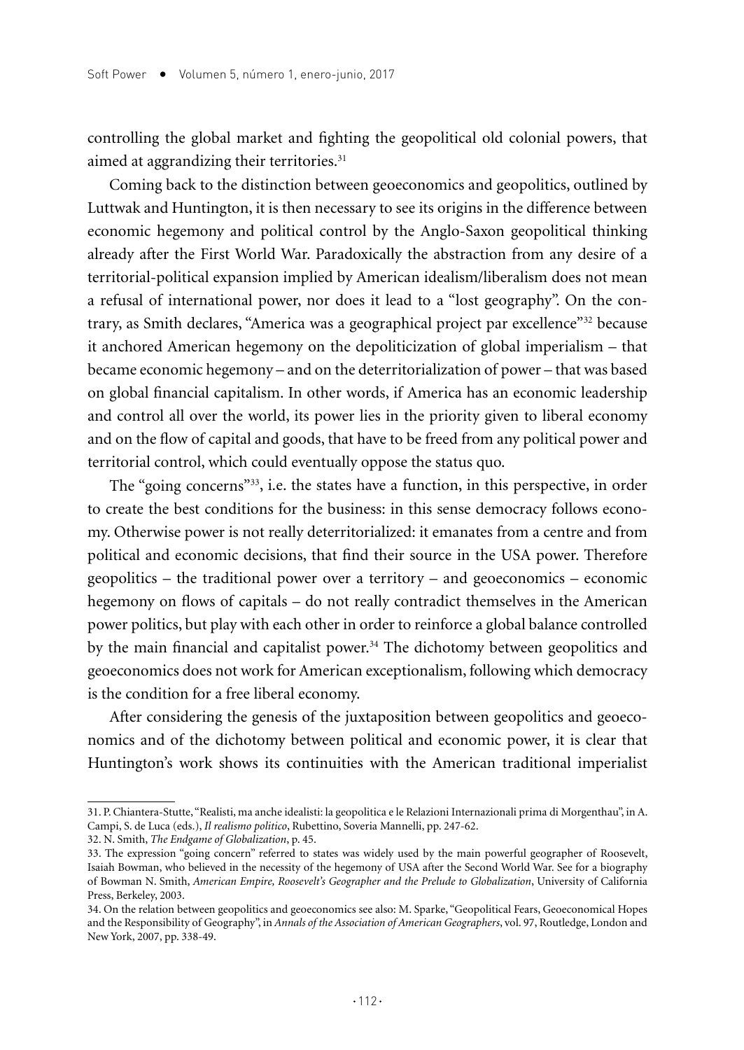controlling the global market and fighting the geopolitical old colonial powers, that aimed at aggrandizing their territories.[31]

Coming back to the distinction between geoeconomics and geopolitics, outlined by Luttwak and Huntington, it is then necessary to see its origins in the difference between economic hegemony and political control by the Anglo-Saxon geopolitical thinking already after the First World War. Paradoxically the abstraction from any desire of a territorial-political expansion implied by American idealism/liberalism does not mean a refusal of international power, nor does it lead to a "lost geography". On the contrary, as Smith declares, "America was a geographical project par excellence"[32] because it anchored American hegemony on the depoliticization of global imperialism – that became economic hegemony – and on the deterritorialization of power – that was based on global financial capitalism. In other words, if America has an economic leadership and control all over the world, its power lies in the priority given to liberal economy and on the flow of capital and goods, that have to be freed from any political power and territorial control, which could eventually oppose the status quo.

The "going concerns"[33], i.e. the states have a function, in this perspective, in order to create the best conditions for the business: in this sense democracy follows economy. Otherwise power is not really deterritorialized: it emanates from a centre and from political and economic decisions, that find their source in the USA power. Therefore geopolitics – the traditional power over a territory – and geoeconomics – economic hegemony on flows of capitals – do not really contradict themselves in the American power politics, but play with each other in order to reinforce a global balance controlled by the main financial and capitalist power.[34] The dichotomy between geopolitics and geoeconomics does not work for American exceptionalism, following which democracy is the condition for a free liberal economy.

After considering the genesis of the juxtaposition between geopolitics and geoeconomics and of the dichotomy between political and economic power, it is clear that Huntington's work shows its continuities with the American traditional imperialist

---

31. P. Chiantera-Stutte, "Realisti, ma anche idealisti: la geopolitica e le Relazioni Internazionali prima di Morgenthau", in A. Campi, S. de Luca (eds.), *Il realismo politico*, Rubettino, Soveria Mannelli, pp. 247-62.

32. N. Smith, *The Endgame of Globalization*, p. 45.

33. The expression "going concern" referred to states was widely used by the main powerful geographer of Roosevelt, Isaiah Bowman, who believed in the necessity of the hegemony of USA after the Second World War. See for a biography of Bowman N. Smith, *American Empire, Roosevelt's Geographer and the Prelude to Globalization*, University of California Press, Berkeley, 2003.

34. On the relation between geopolitics and geoeconomics see also: M. Sparke, "Geopolitical Fears, Geoeconomical Hopes and the Responsibility of Geography", in *Annals of the Association of American Geographers*, vol. 97, Routledge, London and New York, 2007, pp. 338-49.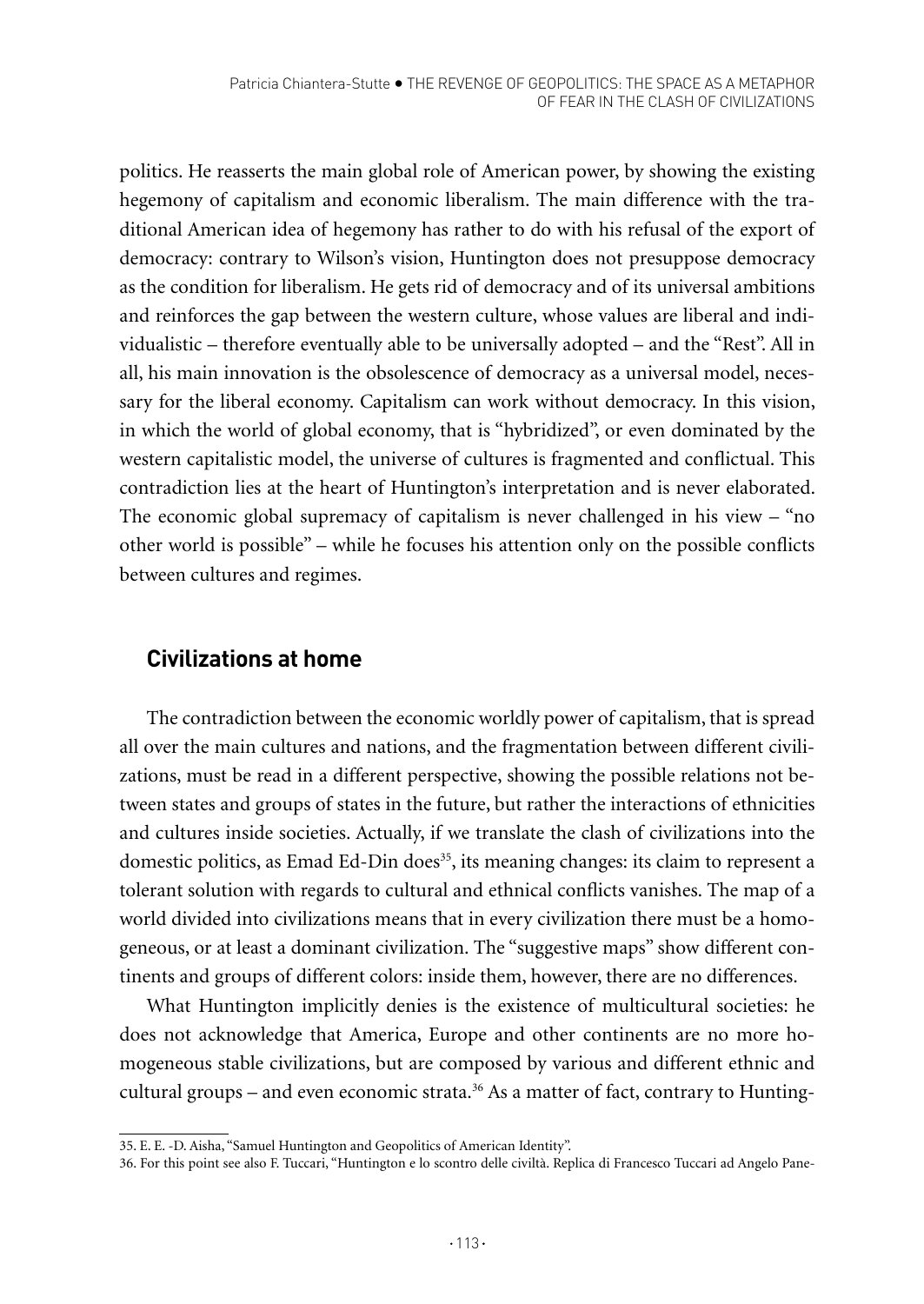politics. He reasserts the main global role of American power, by showing the existing hegemony of capitalism and economic liberalism. The main difference with the traditional American idea of hegemony has rather to do with his refusal of the export of democracy: contrary to Wilson's vision, Huntington does not presuppose democracy as the condition for liberalism. He gets rid of democracy and of its universal ambitions and reinforces the gap between the western culture, whose values are liberal and individualistic – therefore eventually able to be universally adopted – and the "Rest". All in all, his main innovation is the obsolescence of democracy as a universal model, necessary for the liberal economy. Capitalism can work without democracy. In this vision, in which the world of global economy, that is "hybridized", or even dominated by the western capitalistic model, the universe of cultures is fragmented and conflictual. This contradiction lies at the heart of Huntington's interpretation and is never elaborated. The economic global supremacy of capitalism is never challenged in his view – "no other world is possible" – while he focuses his attention only on the possible conflicts between cultures and regimes.

## Civilizations at home

The contradiction between the economic worldly power of capitalism, that is spread all over the main cultures and nations, and the fragmentation between different civilizations, must be read in a different perspective, showing the possible relations not between states and groups of states in the future, but rather the interactions of ethnicities and cultures inside societies. Actually, if we translate the clash of civilizations into the domestic politics, as Emad Ed-Din does[35], its meaning changes: its claim to represent a tolerant solution with regards to cultural and ethnical conflicts vanishes. The map of a world divided into civilizations means that in every civilization there must be a homogeneous, or at least a dominant civilization. The "suggestive maps" show different continents and groups of different colors: inside them, however, there are no differences.

What Huntington implicitly denies is the existence of multicultural societies: he does not acknowledge that America, Europe and other continents are no more homogeneous stable civilizations, but are composed by various and different ethnic and cultural groups – and even economic strata.[36] As a matter of fact, contrary to Hunting-

35. E. E. -D. Aisha, "Samuel Huntington and Geopolitics of American Identity".

36. For this point see also F. Tuccari, "Huntington e lo scontro delle civiltà. Replica di Francesco Tuccari ad Angelo Pane-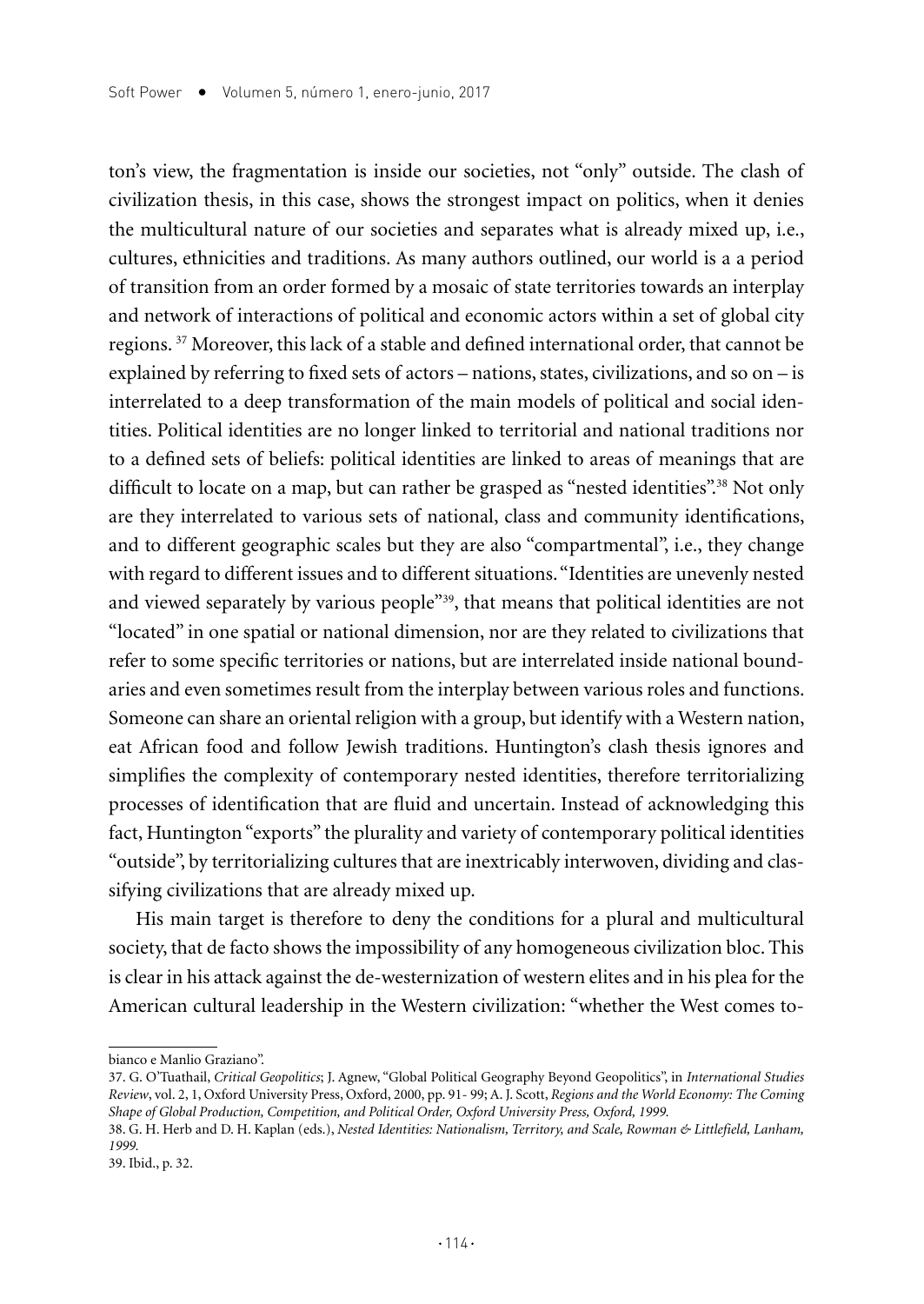ton's view, the fragmentation is inside our societies, not "only" outside. The clash of civilization thesis, in this case, shows the strongest impact on politics, when it denies the multicultural nature of our societies and separates what is already mixed up, i.e., cultures, ethnicities and traditions. As many authors outlined, our world is a a period of transition from an order formed by a mosaic of state territories towards an interplay and network of interactions of political and economic actors within a set of global city regions. [37] Moreover, this lack of a stable and defined international order, that cannot be explained by referring to fixed sets of actors – nations, states, civilizations, and so on – is interrelated to a deep transformation of the main models of political and social identities. Political identities are no longer linked to territorial and national traditions nor to a defined sets of beliefs: political identities are linked to areas of meanings that are difficult to locate on a map, but can rather be grasped as "nested identities".[38] Not only are they interrelated to various sets of national, class and community identifications, and to different geographic scales but they are also "compartmental", i.e., they change with regard to different issues and to different situations. "Identities are unevenly nested and viewed separately by various people"[39], that means that political identities are not "located" in one spatial or national dimension, nor are they related to civilizations that refer to some specific territories or nations, but are interrelated inside national boundaries and even sometimes result from the interplay between various roles and functions. Someone can share an oriental religion with a group, but identify with a Western nation, eat African food and follow Jewish traditions. Huntington's clash thesis ignores and simplifies the complexity of contemporary nested identities, therefore territorializing processes of identification that are fluid and uncertain. Instead of acknowledging this fact, Huntington "exports" the plurality and variety of contemporary political identities "outside", by territorializing cultures that are inextricably interwoven, dividing and classifying civilizations that are already mixed up.

His main target is therefore to deny the conditions for a plural and multicultural society, that de facto shows the impossibility of any homogeneous civilization bloc. This is clear in his attack against the de-westernization of western elites and in his plea for the American cultural leadership in the Western civilization: "whether the West comes to-

---

bianco e Manlio Graziano".

37. G. O'Tuathail, *Critical Geopolitics*; J. Agnew, "Global Political Geography Beyond Geopolitics", in *International Studies Review*, vol. 2, 1, Oxford University Press, Oxford, 2000, pp. 91- 99; A. J. Scott, *Regions and the World Economy: The Coming Shape of Global Production, Competition, and Political Order, Oxford University Press, Oxford, 1999.*

38. G. H. Herb and D. H. Kaplan (eds.), *Nested Identities: Nationalism, Territory, and Scale, Rowman & Littlefield, Lanham, 1999.*

39. Ibid., p. 32.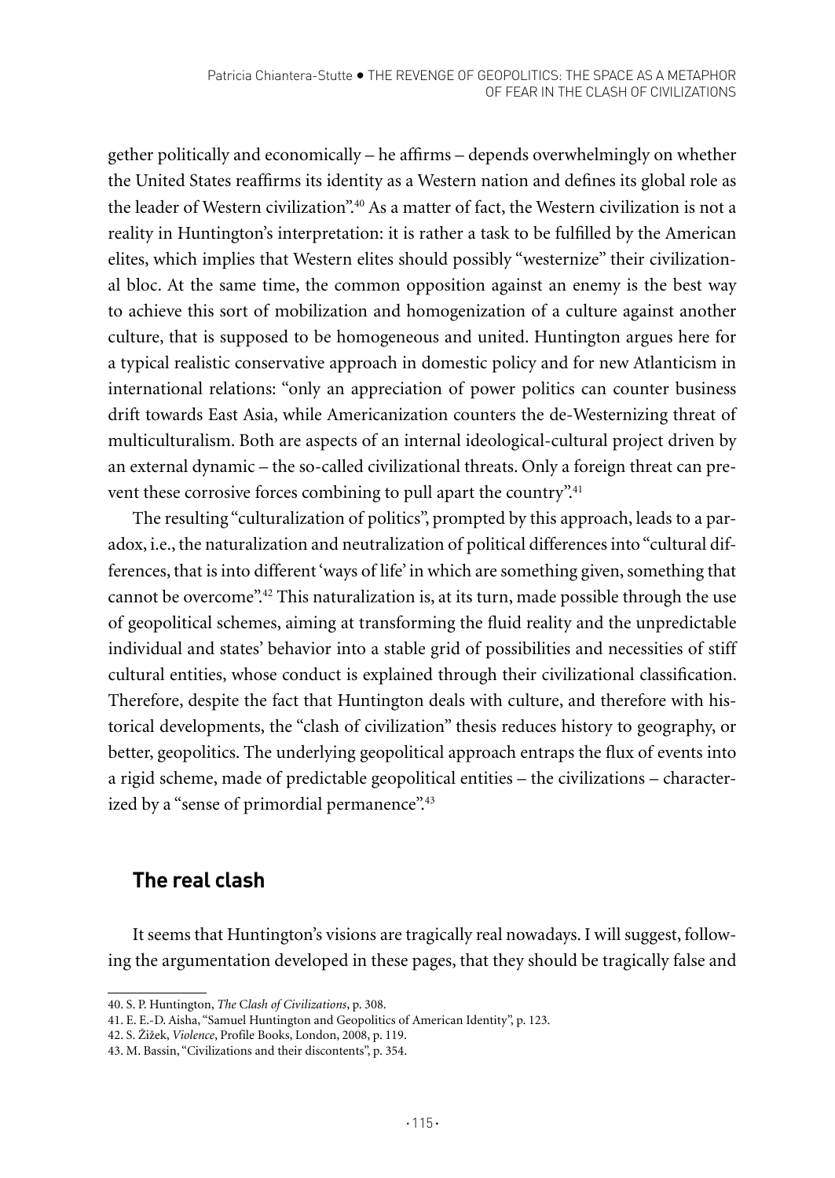gether politically and economically – he affirms – depends overwhelmingly on whether the United States reaffirms its identity as a Western nation and defines its global role as the leader of Western civilization".[40] As a matter of fact, the Western civilization is not a reality in Huntington's interpretation: it is rather a task to be fulfilled by the American elites, which implies that Western elites should possibly "westernize" their civilizational bloc. At the same time, the common opposition against an enemy is the best way to achieve this sort of mobilization and homogenization of a culture against another culture, that is supposed to be homogeneous and united. Huntington argues here for a typical realistic conservative approach in domestic policy and for new Atlanticism in international relations: "only an appreciation of power politics can counter business drift towards East Asia, while Americanization counters the de-Westernizing threat of multiculturalism. Both are aspects of an internal ideological-cultural project driven by an external dynamic – the so-called civilizational threats. Only a foreign threat can prevent these corrosive forces combining to pull apart the country".[41]

The resulting "culturalization of politics", prompted by this approach, leads to a paradox, i.e., the naturalization and neutralization of political differences into "cultural differences, that is into different 'ways of life' in which are something given, something that cannot be overcome".[42] This naturalization is, at its turn, made possible through the use of geopolitical schemes, aiming at transforming the fluid reality and the unpredictable individual and states' behavior into a stable grid of possibilities and necessities of stiff cultural entities, whose conduct is explained through their civilizational classification. Therefore, despite the fact that Huntington deals with culture, and therefore with historical developments, the "clash of civilization" thesis reduces history to geography, or better, geopolitics. The underlying geopolitical approach entraps the flux of events into a rigid scheme, made of predictable geopolitical entities – the civilizations – characterized by a "sense of primordial permanence".[43]

## The real clash

It seems that Huntington's visions are tragically real nowadays. I will suggest, following the argumentation developed in these pages, that they should be tragically false and

40. S. P. Huntington, *The Clash of Civilizations*, p. 308.
41. E. E.-D. Aisha, "Samuel Huntington and Geopolitics of American Identity", p. 123.
42. S. Žižek, *Violence*, Profile Books, London, 2008, p. 119.
43. M. Bassin, "Civilizations and their discontents", p. 354.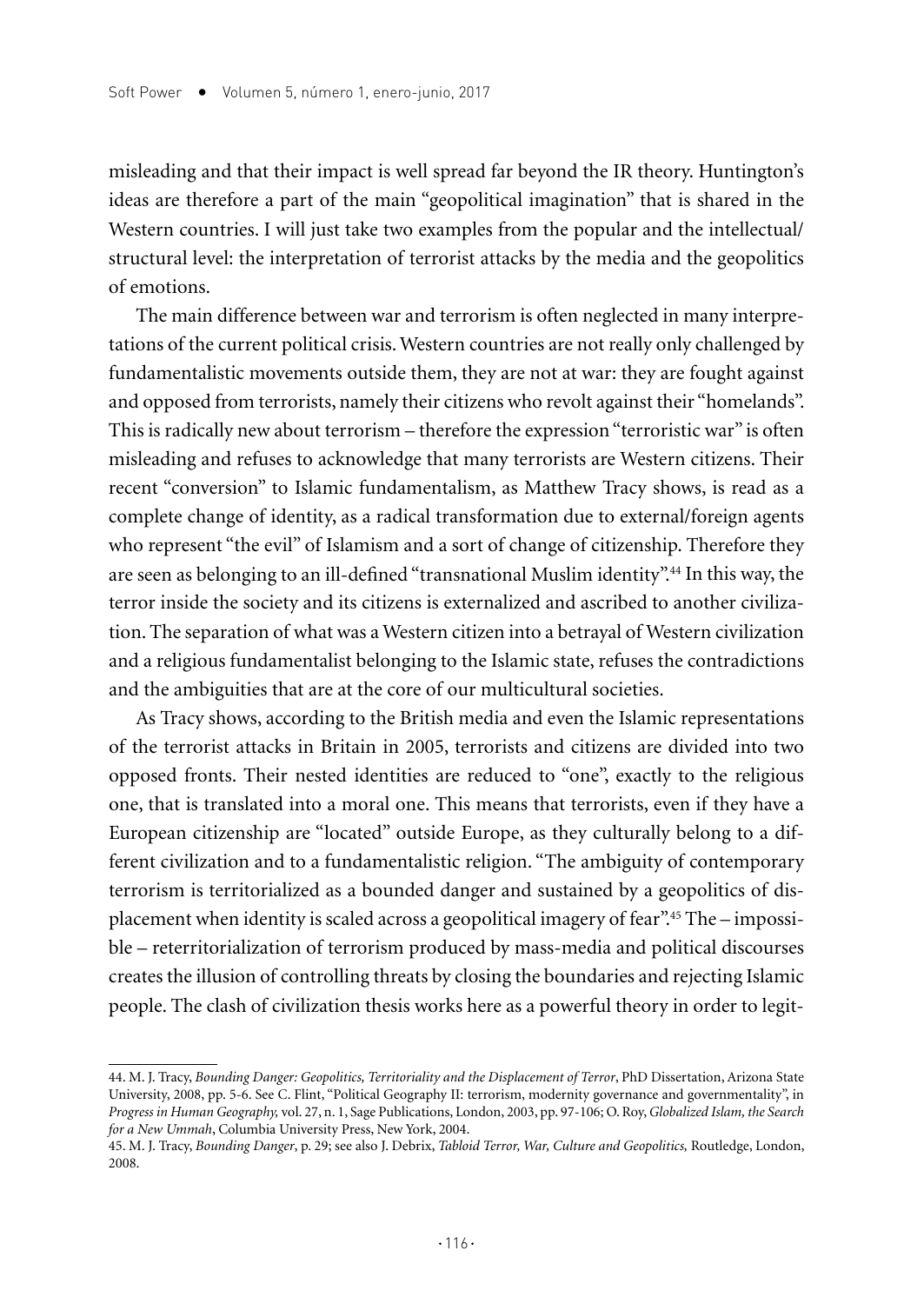misleading and that their impact is well spread far beyond the IR theory. Huntington's ideas are therefore a part of the main "geopolitical imagination" that is shared in the Western countries. I will just take two examples from the popular and the intellectual/structural level: the interpretation of terrorist attacks by the media and the geopolitics of emotions.

The main difference between war and terrorism is often neglected in many interpretations of the current political crisis. Western countries are not really only challenged by fundamentalistic movements outside them, they are not at war: they are fought against and opposed from terrorists, namely their citizens who revolt against their "homelands". This is radically new about terrorism – therefore the expression "terroristic war" is often misleading and refuses to acknowledge that many terrorists are Western citizens. Their recent "conversion" to Islamic fundamentalism, as Matthew Tracy shows, is read as a complete change of identity, as a radical transformation due to external/foreign agents who represent "the evil" of Islamism and a sort of change of citizenship. Therefore they are seen as belonging to an ill-defined "transnational Muslim identity".[44] In this way, the terror inside the society and its citizens is externalized and ascribed to another civilization. The separation of what was a Western citizen into a betrayal of Western civilization and a religious fundamentalist belonging to the Islamic state, refuses the contradictions and the ambiguities that are at the core of our multicultural societies.

As Tracy shows, according to the British media and even the Islamic representations of the terrorist attacks in Britain in 2005, terrorists and citizens are divided into two opposed fronts. Their nested identities are reduced to "one", exactly to the religious one, that is translated into a moral one. This means that terrorists, even if they have a European citizenship are "located" outside Europe, as they culturally belong to a different civilization and to a fundamentalistic religion. "The ambiguity of contemporary terrorism is territorialized as a bounded danger and sustained by a geopolitics of displacement when identity is scaled across a geopolitical imagery of fear".[45] The – impossible – reterritorialization of terrorism produced by mass-media and political discourses creates the illusion of controlling threats by closing the boundaries and rejecting Islamic people. The clash of civilization thesis works here as a powerful theory in order to legit-

---

44. M. J. Tracy, *Bounding Danger: Geopolitics, Territoriality and the Displacement of Terror*, PhD Dissertation, Arizona State University, 2008, pp. 5-6. See C. Flint, "Political Geography II: terrorism, modernity governance and governmentality", in *Progress in Human Geography,* vol. 27, n. 1, Sage Publications, London, 2003, pp. 97-106; O. Roy, *Globalized Islam, the Search for a New Ummah*, Columbia University Press, New York, 2004.

45. M. J. Tracy, *Bounding Danger*, p. 29; see also J. Debrix, *Tabloid Terror, War, Culture and Geopolitics,* Routledge, London, 2008.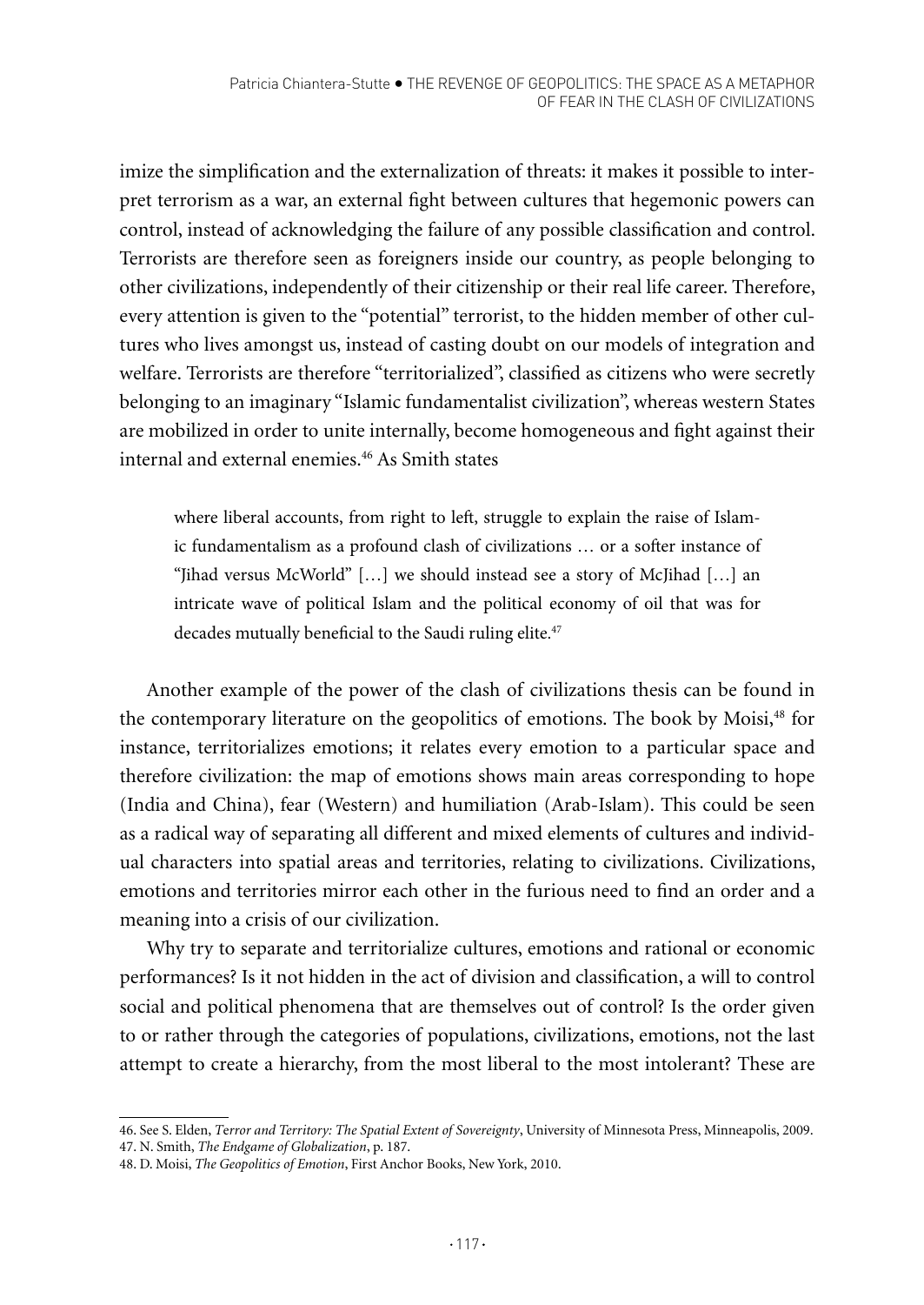imize the simplification and the externalization of threats: it makes it possible to interpret terrorism as a war, an external fight between cultures that hegemonic powers can control, instead of acknowledging the failure of any possible classification and control. Terrorists are therefore seen as foreigners inside our country, as people belonging to other civilizations, independently of their citizenship or their real life career. Therefore, every attention is given to the "potential" terrorist, to the hidden member of other cultures who lives amongst us, instead of casting doubt on our models of integration and welfare. Terrorists are therefore "territorialized", classified as citizens who were secretly belonging to an imaginary "Islamic fundamentalist civilization", whereas western States are mobilized in order to unite internally, become homogeneous and fight against their internal and external enemies.[46] As Smith states

> where liberal accounts, from right to left, struggle to explain the raise of Islamic fundamentalism as a profound clash of civilizations … or a softer instance of "Jihad versus McWorld" […] we should instead see a story of McJihad […] an intricate wave of political Islam and the political economy of oil that was for decades mutually beneficial to the Saudi ruling elite.[47]

Another example of the power of the clash of civilizations thesis can be found in the contemporary literature on the geopolitics of emotions. The book by Moisi,[48] for instance, territorializes emotions; it relates every emotion to a particular space and therefore civilization: the map of emotions shows main areas corresponding to hope (India and China), fear (Western) and humiliation (Arab-Islam). This could be seen as a radical way of separating all different and mixed elements of cultures and individual characters into spatial areas and territories, relating to civilizations. Civilizations, emotions and territories mirror each other in the furious need to find an order and a meaning into a crisis of our civilization.

Why try to separate and territorialize cultures, emotions and rational or economic performances? Is it not hidden in the act of division and classification, a will to control social and political phenomena that are themselves out of control? Is the order given to or rather through the categories of populations, civilizations, emotions, not the last attempt to create a hierarchy, from the most liberal to the most intolerant? These are

46. See S. Elden, *Terror and Territory: The Spatial Extent of Sovereignty*, University of Minnesota Press, Minneapolis, 2009.
47. N. Smith, *The Endgame of Globalization*, p. 187.
48. D. Moisi, *The Geopolitics of Emotion*, First Anchor Books, New York, 2010.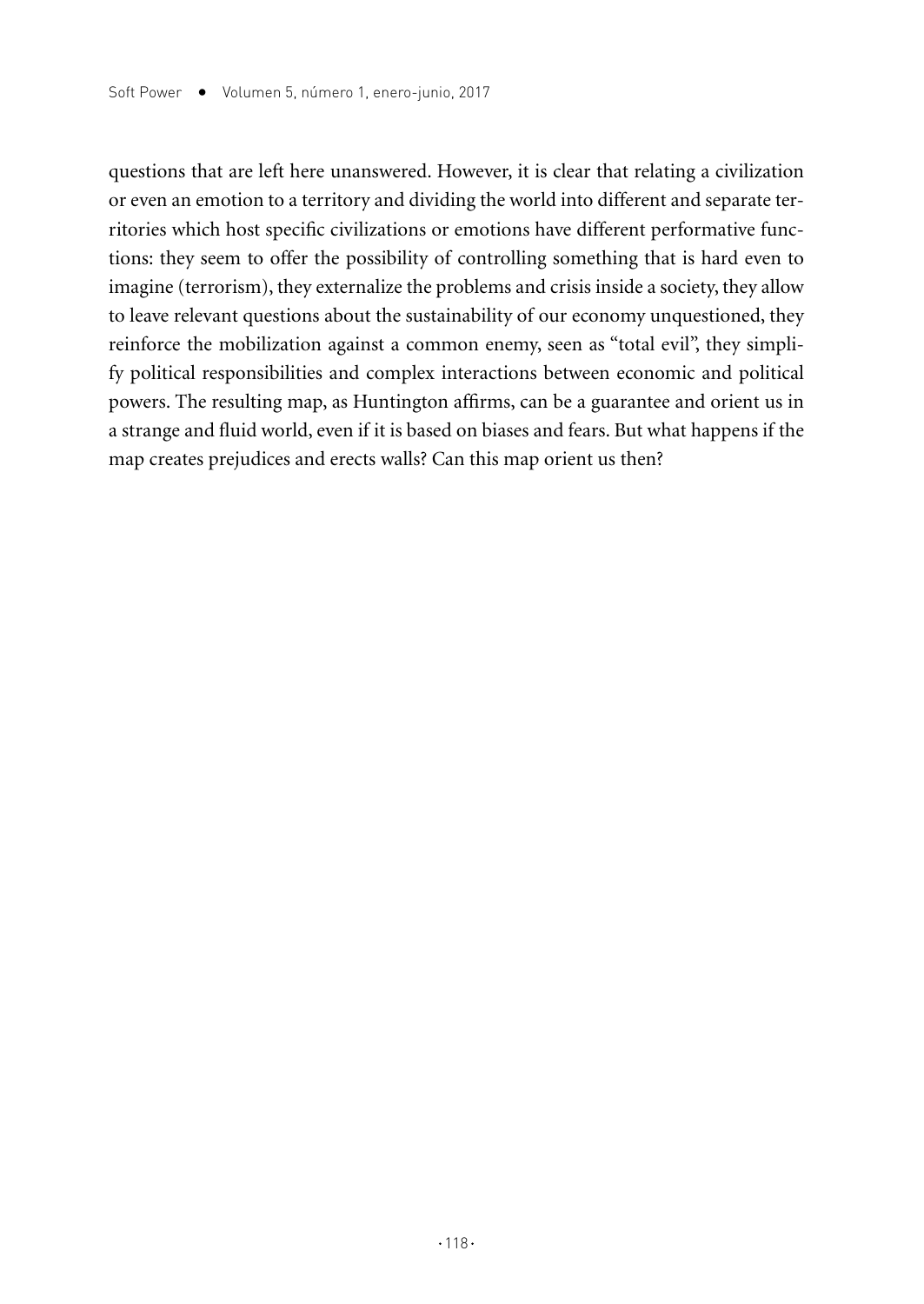questions that are left here unanswered. However, it is clear that relating a civilization or even an emotion to a territory and dividing the world into different and separate territories which host specific civilizations or emotions have different performative functions: they seem to offer the possibility of controlling something that is hard even to imagine (terrorism), they externalize the problems and crisis inside a society, they allow to leave relevant questions about the sustainability of our economy unquestioned, they reinforce the mobilization against a common enemy, seen as "total evil", they simplify political responsibilities and complex interactions between economic and political powers. The resulting map, as Huntington affirms, can be a guarantee and orient us in a strange and fluid world, even if it is based on biases and fears. But what happens if the map creates prejudices and erects walls? Can this map orient us then?